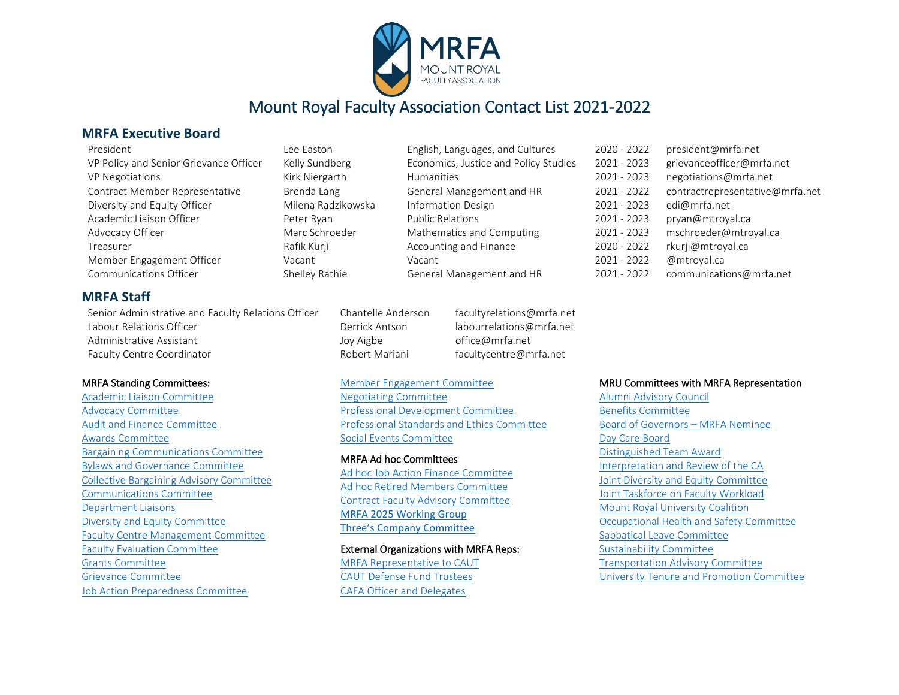# Mount Royal Faculty Association Contact List 2021-2022

## MRFA Executive Board

| Position | Name | Department | Term | Email |
|---|---|---|---|---|
| President | Lee Easton | English, Languages, and Cultures | 2020 - 2022 | president@mrfa.net |
| VP Policy and Senior Grievance Officer | Kelly Sundberg | Economics, Justice and Policy Studies | 2021 - 2023 | grievanceofficer@mrfa.net |
| VP Negotiations | Kirk Niergarth | Humanities | 2021 - 2023 | negotiations@mrfa.net |
| Contract Member Representative | Brenda Lang | General Management and HR | 2021 - 2022 | contractrepresentative@mrfa.net |
| Diversity and Equity Officer | Milena Radzikowska | Information Design | 2021 - 2023 | edi@mrfa.net |
| Academic Liaison Officer | Peter Ryan | Public Relations | 2021 - 2023 | pryan@mtroyal.ca |
| Advocacy Officer | Marc Schroeder | Mathematics and Computing | 2021 - 2023 | mschroeder@mtroyal.ca |
| Treasurer | Rafik Kurji | Accounting and Finance | 2020 - 2022 | rkurji@mtroyal.ca |
| Member Engagement Officer | Vacant | Vacant | 2021 - 2022 | @mtroyal.ca |
| Communications Officer | Shelley Rathie | General Management and HR | 2021 - 2022 | communications@mrfa.net |

## MRFA Staff

| Position | Name | Email |
|---|---|---|
| Senior Administrative and Faculty Relations Officer | Chantelle Anderson | facultyrelations@mrfa.net |
| Labour Relations Officer | Derrick Antson | labourrelations@mrfa.net |
| Administrative Assistant | Joy Aigbe | office@mrfa.net |
| Faculty Centre Coordinator | Robert Mariani | facultycentre@mrfa.net |

MRFA Standing Committees:

- Academic Liaison Committee
- Advocacy Committee
- Audit and Finance Committee
- Awards Committee
- Bargaining Communications Committee
- Bylaws and Governance Committee
- Collective Bargaining Advisory Committee
- Communications Committee
- Department Liaisons
- Diversity and Equity Committee
- Faculty Centre Management Committee
- Faculty Evaluation Committee
- Grants Committee
- Grievance Committee
- Job Action Preparedness Committee
- Member Engagement Committee
- Negotiating Committee
- Professional Development Committee
- Professional Standards and Ethics Committee
- Social Events Committee

MRFA Ad hoc Committees

- Ad hoc Job Action Finance Committee
- Ad hoc Retired Members Committee
- Contract Faculty Advisory Committee
- MRFA 2025 Working Group
- Three's Company Committee

External Organizations with MRFA Reps:

- MRFA Representative to CAUT
- CAUT Defense Fund Trustees
- CAFA Officer and Delegates

MRU Committees with MRFA Representation

- Alumni Advisory Council
- Benefits Committee
- Board of Governors – MRFA Nominee
- Day Care Board
- Distinguished Team Award
- Interpretation and Review of the CA
- Joint Diversity and Equity Committee
- Joint Taskforce on Faculty Workload
- Mount Royal University Coalition
- Occupational Health and Safety Committee
- Sabbatical Leave Committee
- Sustainability Committee
- Transportation Advisory Committee
- University Tenure and Promotion Committee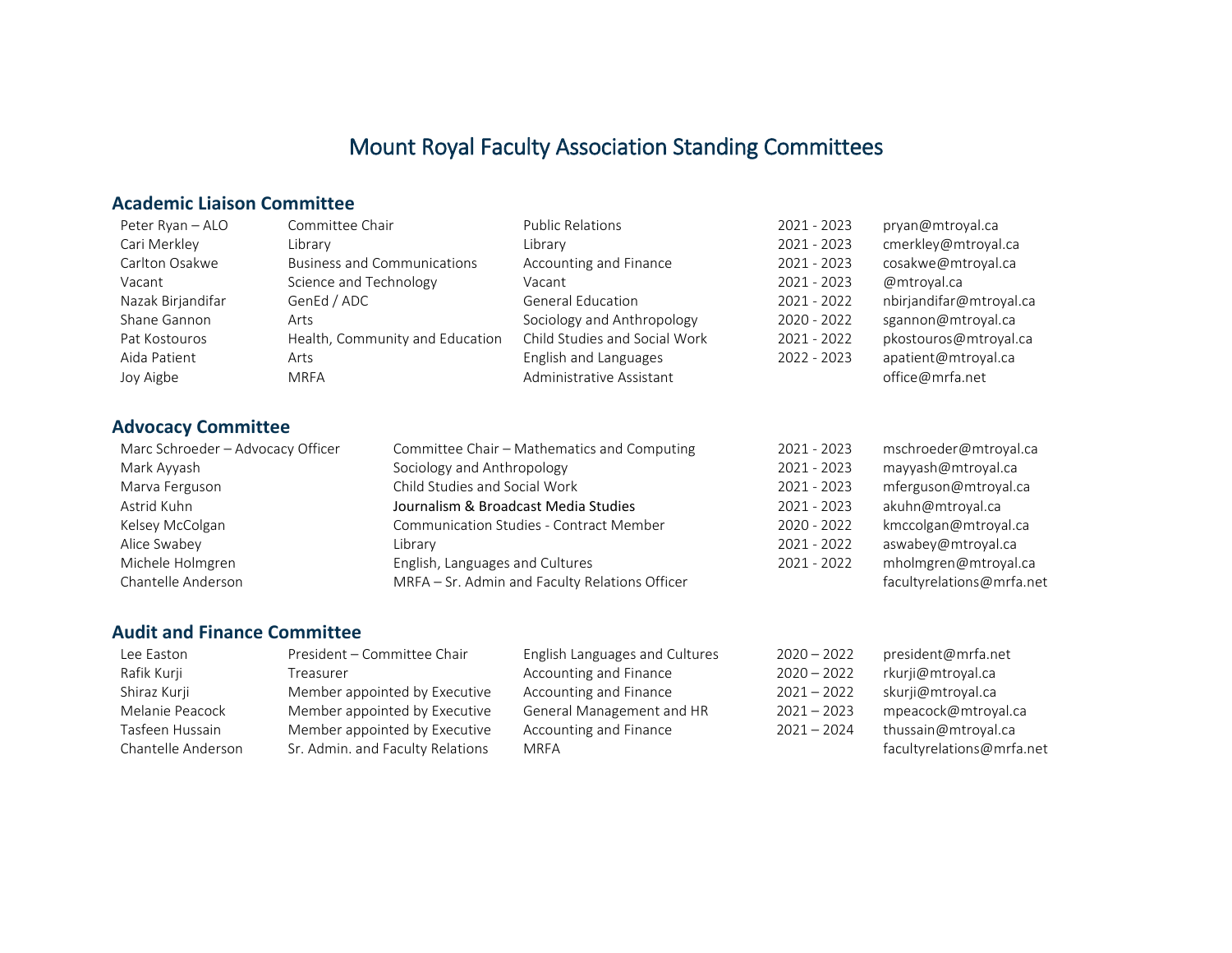# Mount Royal Faculty Association Standing Committees

## Academic Liaison Committee

| | | | | |
|---|---|---|---|---|
| Peter Ryan – ALO | Committee Chair | Public Relations | 2021 - 2023 | pryan@mtroyal.ca |
| Cari Merkley | Library | Library | 2021 - 2023 | cmerkley@mtroyal.ca |
| Carlton Osakwe | Business and Communications | Accounting and Finance | 2021 - 2023 | cosakwe@mtroyal.ca |
| Vacant | Science and Technology | Vacant | 2021 - 2023 | @mtroyal.ca |
| Nazak Birjandifar | GenEd / ADC | General Education | 2021 - 2022 | nbirjandifar@mtroyal.ca |
| Shane Gannon | Arts | Sociology and Anthropology | 2020 - 2022 | sgannon@mtroyal.ca |
| Pat Kostouros | Health, Community and Education | Child Studies and Social Work | 2021 - 2022 | pkostouros@mtroyal.ca |
| Aida Patient | Arts | English and Languages | 2022 - 2023 | apatient@mtroyal.ca |
| Joy Aigbe | MRFA | Administrative Assistant | | office@mrfa.net |

## Advocacy Committee

| | | | |
|---|---|---|---|
| Marc Schroeder – Advocacy Officer | Committee Chair – Mathematics and Computing | 2021 - 2023 | mschroeder@mtroyal.ca |
| Mark Ayyash | Sociology and Anthropology | 2021 - 2023 | mayyash@mtroyal.ca |
| Marva Ferguson | Child Studies and Social Work | 2021 - 2023 | mferguson@mtroyal.ca |
| Astrid Kuhn | Journalism & Broadcast Media Studies | 2021 - 2023 | akuhn@mtroyal.ca |
| Kelsey McColgan | Communication Studies - Contract Member | 2020 - 2022 | kmccolgan@mtroyal.ca |
| Alice Swabey | Library | 2021 - 2022 | aswabey@mtroyal.ca |
| Michele Holmgren | English, Languages and Cultures | 2021 - 2022 | mholmgren@mtroyal.ca |
| Chantelle Anderson | MRFA – Sr. Admin and Faculty Relations Officer | | facultyrelations@mrfa.net |

## Audit and Finance Committee

| | | | | |
|---|---|---|---|---|
| Lee Easton | President – Committee Chair | English Languages and Cultures | 2020 – 2022 | president@mrfa.net |
| Rafik Kurji | Treasurer | Accounting and Finance | 2020 – 2022 | rkurji@mtroyal.ca |
| Shiraz Kurji | Member appointed by Executive | Accounting and Finance | 2021 – 2022 | skurji@mtroyal.ca |
| Melanie Peacock | Member appointed by Executive | General Management and HR | 2021 – 2023 | mpeacock@mtroyal.ca |
| Tasfeen Hussain | Member appointed by Executive | Accounting and Finance | 2021 – 2024 | thussain@mtroyal.ca |
| Chantelle Anderson | Sr. Admin. and Faculty Relations | MRFA | | facultyrelations@mrfa.net |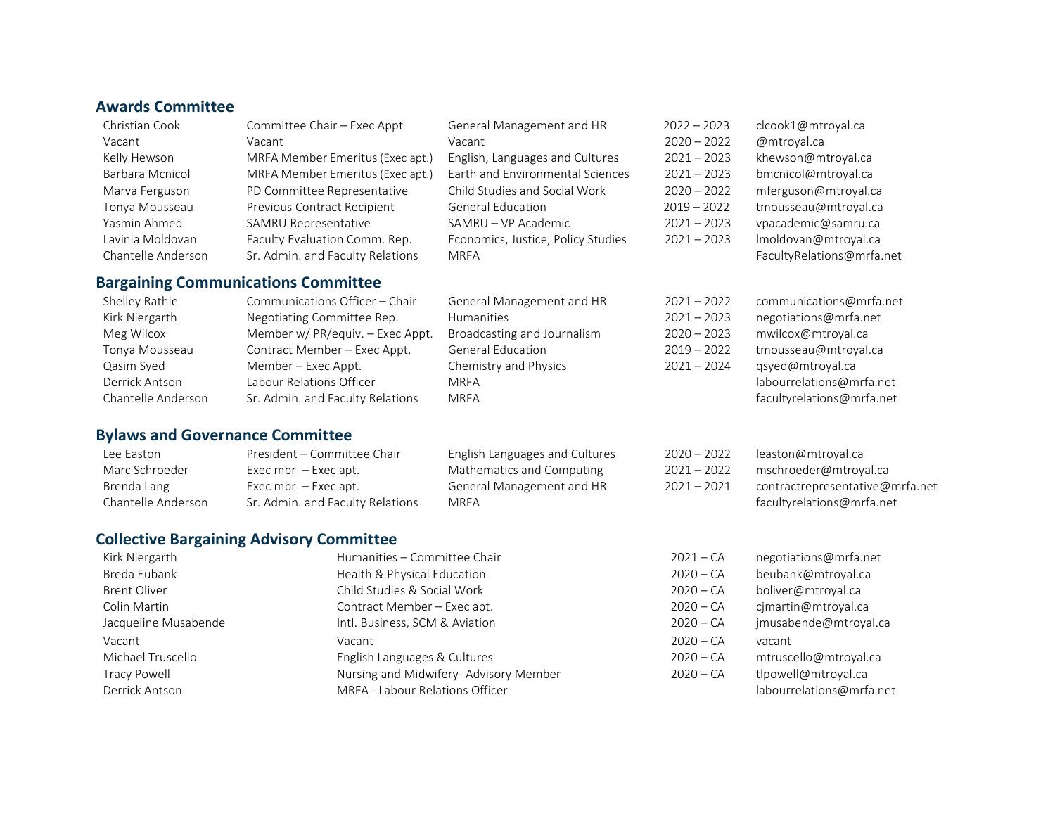## Awards Committee

| | | | | |
|---|---|---|---|---|
| Christian Cook | Committee Chair – Exec Appt | General Management and HR | 2022 – 2023 | clcook1@mtroyal.ca |
| Vacant | Vacant | Vacant | 2020 – 2022 | @mtroyal.ca |
| Kelly Hewson | MRFA Member Emeritus (Exec apt.) | English, Languages and Cultures | 2021 – 2023 | khewson@mtroyal.ca |
| Barbara Mcnicol | MRFA Member Emeritus (Exec apt.) | Earth and Environmental Sciences | 2021 – 2023 | bmcnicol@mtroyal.ca |
| Marva Ferguson | PD Committee Representative | Child Studies and Social Work | 2020 – 2022 | mferguson@mtroyal.ca |
| Tonya Mousseau | Previous Contract Recipient | General Education | 2019 – 2022 | tmousseau@mtroyal.ca |
| Yasmin Ahmed | SAMRU Representative | SAMRU – VP Academic | 2021 – 2023 | vpacademic@samru.ca |
| Lavinia Moldovan | Faculty Evaluation Comm. Rep. | Economics, Justice, Policy Studies | 2021 – 2023 | lmoldovan@mtroyal.ca |
| Chantelle Anderson | Sr. Admin. and Faculty Relations | MRFA | | FacultyRelations@mrfa.net |

## Bargaining Communications Committee

| | | | | |
|---|---|---|---|---|
| Shelley Rathie | Communications Officer – Chair | General Management and HR | 2021 – 2022 | communications@mrfa.net |
| Kirk Niergarth | Negotiating Committee Rep. | Humanities | 2021 – 2023 | negotiations@mrfa.net |
| Meg Wilcox | Member w/ PR/equiv. – Exec Appt. | Broadcasting and Journalism | 2020 – 2023 | mwilcox@mtroyal.ca |
| Tonya Mousseau | Contract Member – Exec Appt. | General Education | 2019 – 2022 | tmousseau@mtroyal.ca |
| Qasim Syed | Member – Exec Appt. | Chemistry and Physics | 2021 – 2024 | qsyed@mtroyal.ca |
| Derrick Antson | Labour Relations Officer | MRFA | | labourrelations@mrfa.net |
| Chantelle Anderson | Sr. Admin. and Faculty Relations | MRFA | | facultyrelations@mrfa.net |

## Bylaws and Governance Committee

| | | | | |
|---|---|---|---|---|
| Lee Easton | President – Committee Chair | English Languages and Cultures | 2020 – 2022 | leaston@mtroyal.ca |
| Marc Schroeder | Exec mbr – Exec apt. | Mathematics and Computing | 2021 – 2022 | mschroeder@mtroyal.ca |
| Brenda Lang | Exec mbr – Exec apt. | General Management and HR | 2021 – 2021 | contractrepresentative@mrfa.net |
| Chantelle Anderson | Sr. Admin. and Faculty Relations | MRFA | | facultyrelations@mrfa.net |

## Collective Bargaining Advisory Committee

| | | | |
|---|---|---|---|
| Kirk Niergarth | Humanities – Committee Chair | 2021 – CA | negotiations@mrfa.net |
| Breda Eubank | Health & Physical Education | 2020 – CA | beubank@mtroyal.ca |
| Brent Oliver | Child Studies & Social Work | 2020 – CA | boliver@mtroyal.ca |
| Colin Martin | Contract Member – Exec apt. | 2020 – CA | cjmartin@mtroyal.ca |
| Jacqueline Musabende | Intl. Business, SCM & Aviation | 2020 – CA | jmusabende@mtroyal.ca |
| Vacant | Vacant | 2020 – CA | vacant |
| Michael Truscello | English Languages & Cultures | 2020 – CA | mtruscello@mtroyal.ca |
| Tracy Powell | Nursing and Midwifery- Advisory Member | 2020 – CA | tlpowell@mtroyal.ca |
| Derrick Antson | MRFA - Labour Relations Officer | | labourrelations@mrfa.net |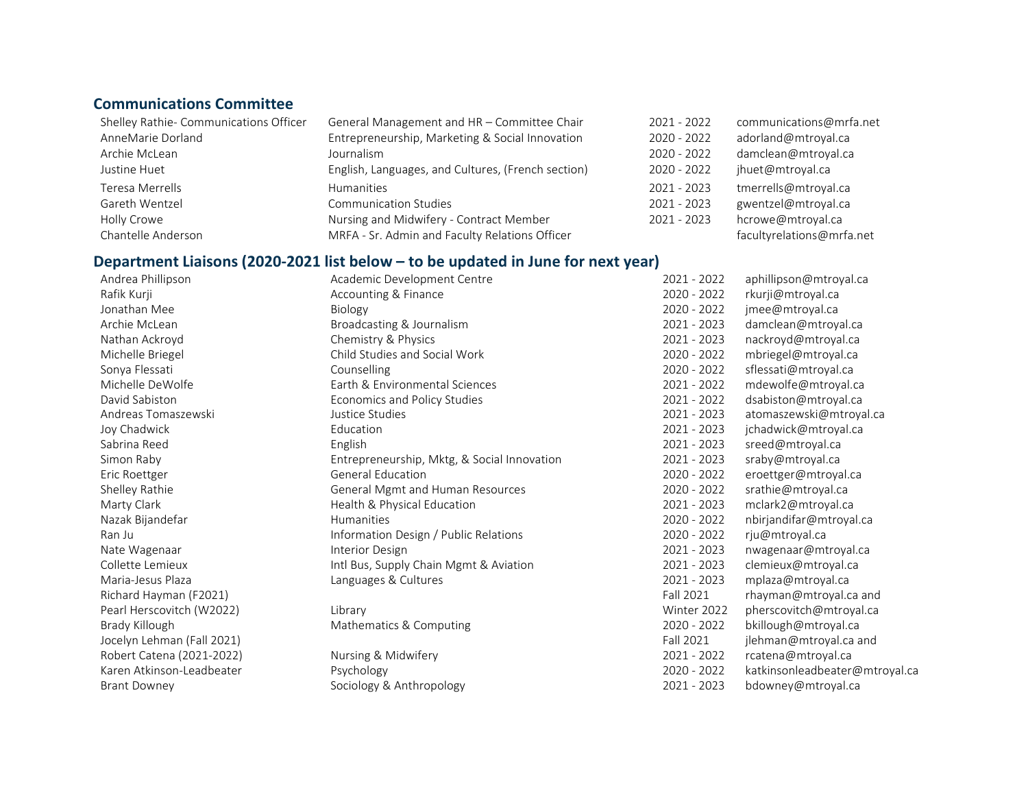## Communications Committee

| | | | |
|---|---|---|---|
| Shelley Rathie- Communications Officer | General Management and HR – Committee Chair | 2021 - 2022 | communications@mrfa.net |
| AnneMarie Dorland | Entrepreneurship, Marketing & Social Innovation | 2020 - 2022 | adorland@mtroyal.ca |
| Archie McLean | Journalism | 2020 - 2022 | damclean@mtroyal.ca |
| Justine Huet | English, Languages, and Cultures, (French section) | 2020 - 2022 | jhuet@mtroyal.ca |
| Teresa Merrells | Humanities | 2021 - 2023 | tmerrells@mtroyal.ca |
| Gareth Wentzel | Communication Studies | 2021 - 2023 | gwentzel@mtroyal.ca |
| Holly Crowe | Nursing and Midwifery - Contract Member | 2021 - 2023 | hcrowe@mtroyal.ca |
| Chantelle Anderson | MRFA - Sr. Admin and Faculty Relations Officer | | facultyrelations@mrfa.net |

## Department Liaisons (2020-2021 list below – to be updated in June for next year)

| | | | |
|---|---|---|---|
| Andrea Phillipson | Academic Development Centre | 2021 - 2022 | aphillipson@mtroyal.ca |
| Rafik Kurji | Accounting & Finance | 2020 - 2022 | rkurji@mtroyal.ca |
| Jonathan Mee | Biology | 2020 - 2022 | jmee@mtroyal.ca |
| Archie McLean | Broadcasting & Journalism | 2021 - 2023 | damclean@mtroyal.ca |
| Nathan Ackroyd | Chemistry & Physics | 2021 - 2023 | nackroyd@mtroyal.ca |
| Michelle Briegel | Child Studies and Social Work | 2020 - 2022 | mbriegel@mtroyal.ca |
| Sonya Flessati | Counselling | 2020 - 2022 | sflessati@mtroyal.ca |
| Michelle DeWolfe | Earth & Environmental Sciences | 2021 - 2022 | mdewolfe@mtroyal.ca |
| David Sabiston | Economics and Policy Studies | 2021 - 2022 | dsabiston@mtroyal.ca |
| Andreas Tomaszewski | Justice Studies | 2021 - 2023 | atomaszewski@mtroyal.ca |
| Joy Chadwick | Education | 2021 - 2023 | jchadwick@mtroyal.ca |
| Sabrina Reed | English | 2021 - 2023 | sreed@mtroyal.ca |
| Simon Raby | Entrepreneurship, Mktg, & Social Innovation | 2021 - 2023 | sraby@mtroyal.ca |
| Eric Roettger | General Education | 2020 - 2022 | eroettger@mtroyal.ca |
| Shelley Rathie | General Mgmt and Human Resources | 2020 - 2022 | srathie@mtroyal.ca |
| Marty Clark | Health & Physical Education | 2021 - 2023 | mclark2@mtroyal.ca |
| Nazak Bijandefar | Humanities | 2020 - 2022 | nbirjandifar@mtroyal.ca |
| Ran Ju | Information Design / Public Relations | 2020 - 2022 | rju@mtroyal.ca |
| Nate Wagenaar | Interior Design | 2021 - 2023 | nwagenaar@mtroyal.ca |
| Collette Lemieux | Intl Bus, Supply Chain Mgmt & Aviation | 2021 - 2023 | clemieux@mtroyal.ca |
| Maria-Jesus Plaza | Languages & Cultures | 2021 - 2023 | mplaza@mtroyal.ca |
| Richard Hayman (F2021) | | Fall 2021 | rhayman@mtroyal.ca and |
| Pearl Herscovitch (W2022) | Library | Winter 2022 | pherscovitch@mtroyal.ca |
| Brady Killough | Mathematics & Computing | 2020 - 2022 | bkillough@mtroyal.ca |
| Jocelyn Lehman (Fall 2021) | | Fall 2021 | jlehman@mtroyal.ca and |
| Robert Catena (2021-2022) | Nursing & Midwifery | 2021 - 2022 | rcatena@mtroyal.ca |
| Karen Atkinson-Leadbeater | Psychology | 2020 - 2022 | katkinsonleadbeater@mtroyal.ca |
| Brant Downey | Sociology & Anthropology | 2021 - 2023 | bdowney@mtroyal.ca |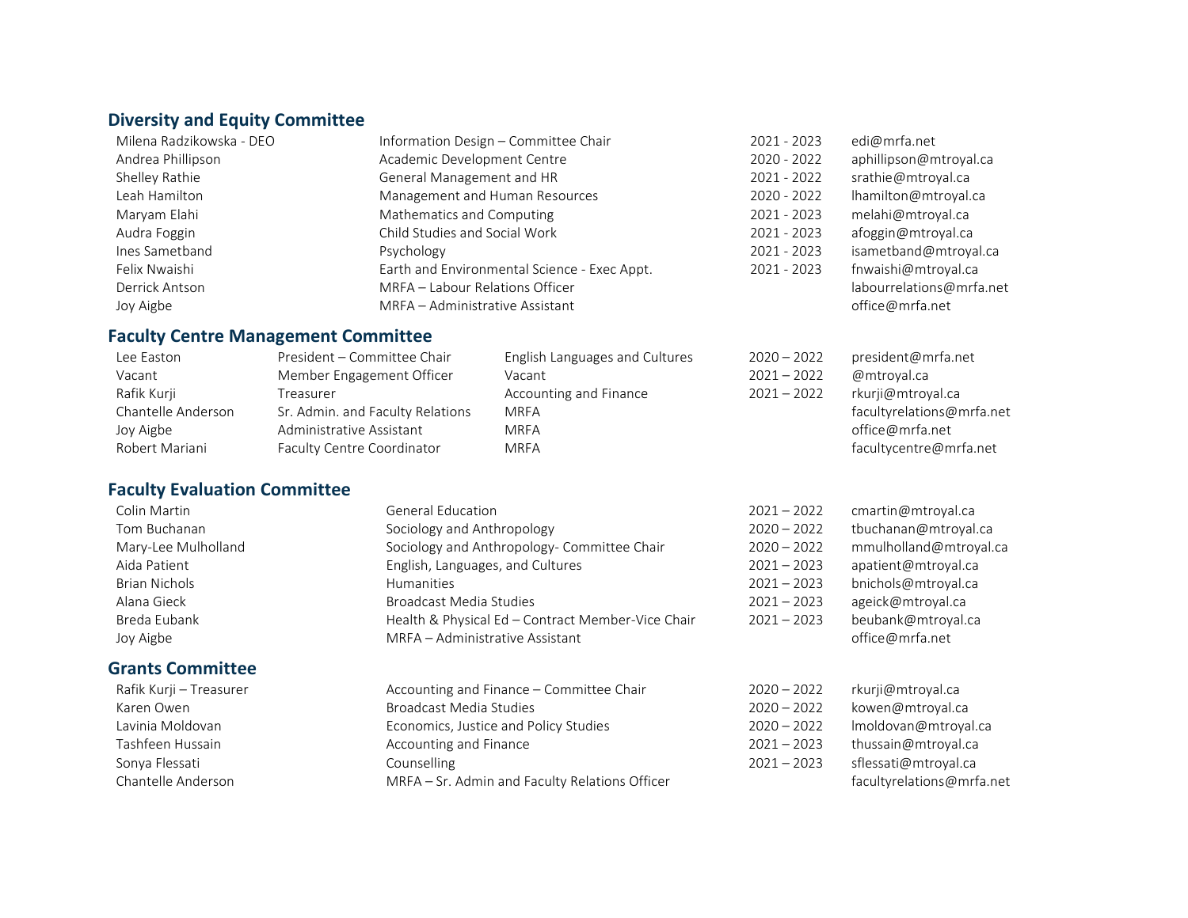## Diversity and Equity Committee

| | | | |
|---|---|---|---|
| Milena Radzikowska - DEO | Information Design – Committee Chair | 2021 - 2023 | edi@mrfa.net |
| Andrea Phillipson | Academic Development Centre | 2020 - 2022 | aphillipson@mtroyal.ca |
| Shelley Rathie | General Management and HR | 2021 - 2022 | srathie@mtroyal.ca |
| Leah Hamilton | Management and Human Resources | 2020 - 2022 | lhamilton@mtroyal.ca |
| Maryam Elahi | Mathematics and Computing | 2021 - 2023 | melahi@mtroyal.ca |
| Audra Foggin | Child Studies and Social Work | 2021 - 2023 | afoggin@mtroyal.ca |
| Ines Sametband | Psychology | 2021 - 2023 | isametband@mtroyal.ca |
| Felix Nwaishi | Earth and Environmental Science - Exec Appt. | 2021 - 2023 | fnwaishi@mtroyal.ca |
| Derrick Antson | MRFA – Labour Relations Officer | | labourrelations@mrfa.net |
| Joy Aigbe | MRFA – Administrative Assistant | | office@mrfa.net |

## Faculty Centre Management Committee

| | | | | |
|---|---|---|---|---|
| Lee Easton | President – Committee Chair | English Languages and Cultures | 2020 – 2022 | president@mrfa.net |
| Vacant | Member Engagement Officer | Vacant | 2021 – 2022 | @mtroyal.ca |
| Rafik Kurji | Treasurer | Accounting and Finance | 2021 – 2022 | rkurji@mtroyal.ca |
| Chantelle Anderson | Sr. Admin. and Faculty Relations | MRFA | | facultyrelations@mrfa.net |
| Joy Aigbe | Administrative Assistant | MRFA | | office@mrfa.net |
| Robert Mariani | Faculty Centre Coordinator | MRFA | | facultycentre@mrfa.net |

## Faculty Evaluation Committee

| | | | |
|---|---|---|---|
| Colin Martin | General Education | 2021 – 2022 | cmartin@mtroyal.ca |
| Tom Buchanan | Sociology and Anthropology | 2020 – 2022 | tbuchanan@mtroyal.ca |
| Mary-Lee Mulholland | Sociology and Anthropology- Committee Chair | 2020 – 2022 | mmulholland@mtroyal.ca |
| Aida Patient | English, Languages, and Cultures | 2021 – 2023 | apatient@mtroyal.ca |
| Brian Nichols | Humanities | 2021 – 2023 | bnichols@mtroyal.ca |
| Alana Gieck | Broadcast Media Studies | 2021 – 2023 | ageick@mtroyal.ca |
| Breda Eubank | Health & Physical Ed – Contract Member-Vice Chair | 2021 – 2023 | beubank@mtroyal.ca |
| Joy Aigbe | MRFA – Administrative Assistant | | office@mrfa.net |

## Grants Committee

| | | | |
|---|---|---|---|
| Rafik Kurji – Treasurer | Accounting and Finance – Committee Chair | 2020 – 2022 | rkurji@mtroyal.ca |
| Karen Owen | Broadcast Media Studies | 2020 – 2022 | kowen@mtroyal.ca |
| Lavinia Moldovan | Economics, Justice and Policy Studies | 2020 – 2022 | lmoldovan@mtroyal.ca |
| Tashfeen Hussain | Accounting and Finance | 2021 – 2023 | thussain@mtroyal.ca |
| Sonya Flessati | Counselling | 2021 – 2023 | sflessati@mtroyal.ca |
| Chantelle Anderson | MRFA – Sr. Admin and Faculty Relations Officer | | facultyrelations@mrfa.net |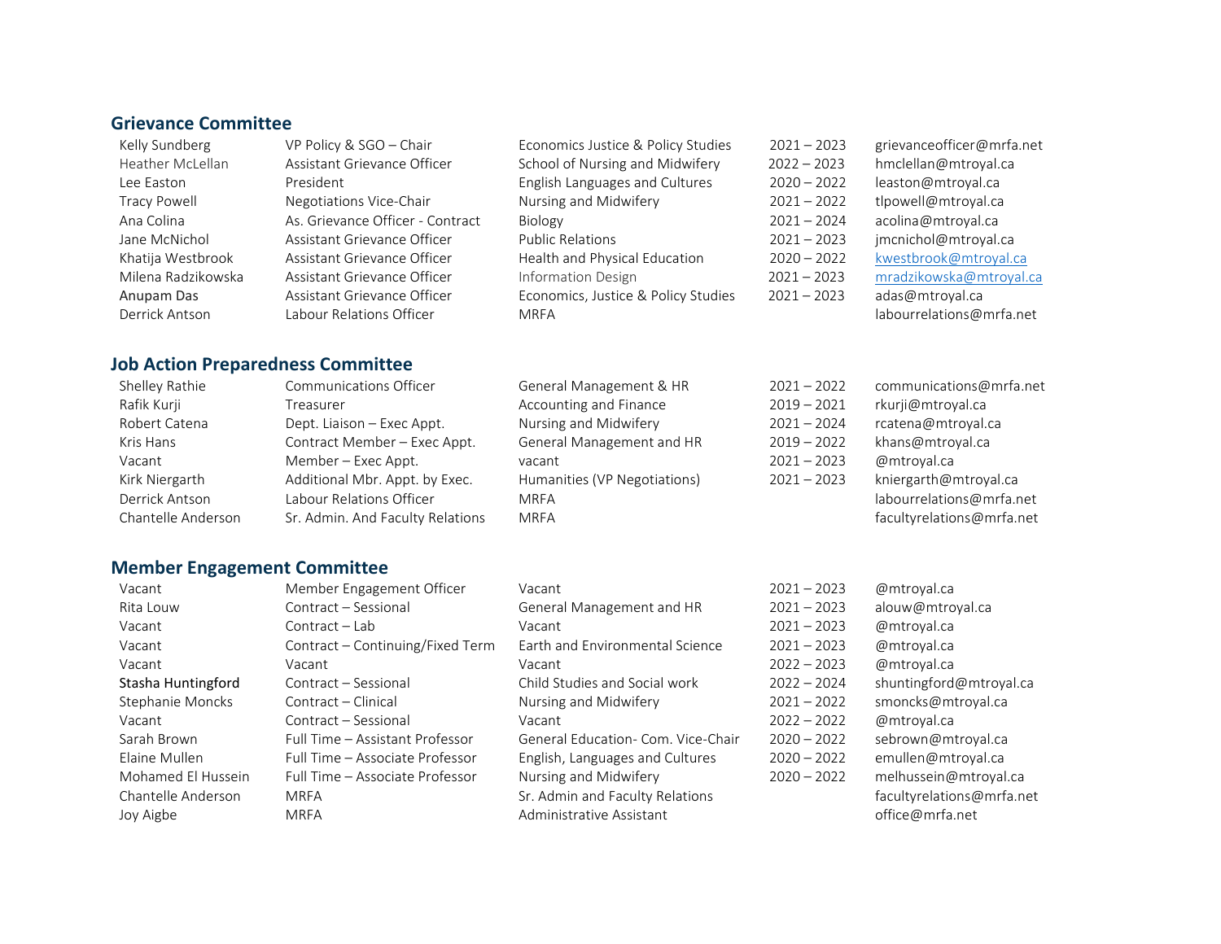## Grievance Committee

| | | | | |
|---|---|---|---|---|
| Kelly Sundberg | VP Policy & SGO – Chair | Economics Justice & Policy Studies | 2021 – 2023 | grievanceofficer@mrfa.net |
| Heather McLellan | Assistant Grievance Officer | School of Nursing and Midwifery | 2022 – 2023 | hmclellan@mtroyal.ca |
| Lee Easton | President | English Languages and Cultures | 2020 – 2022 | leaston@mtroyal.ca |
| Tracy Powell | Negotiations Vice-Chair | Nursing and Midwifery | 2021 – 2022 | tlpowell@mtroyal.ca |
| Ana Colina | As. Grievance Officer - Contract | Biology | 2021 – 2024 | acolina@mtroyal.ca |
| Jane McNichol | Assistant Grievance Officer | Public Relations | 2021 – 2023 | jmcnichol@mtroyal.ca |
| Khatija Westbrook | Assistant Grievance Officer | Health and Physical Education | 2020 – 2022 | kwestbrook@mtroyal.ca |
| Milena Radzikowska | Assistant Grievance Officer | Information Design | 2021 – 2023 | mradzikowska@mtroyal.ca |
| Anupam Das | Assistant Grievance Officer | Economics, Justice & Policy Studies | 2021 – 2023 | adas@mtroyal.ca |
| Derrick Antson | Labour Relations Officer | MRFA | | labourrelations@mrfa.net |

## Job Action Preparedness Committee

| | | | | |
|---|---|---|---|---|
| Shelley Rathie | Communications Officer | General Management & HR | 2021 – 2022 | communications@mrfa.net |
| Rafik Kurji | Treasurer | Accounting and Finance | 2019 – 2021 | rkurji@mtroyal.ca |
| Robert Catena | Dept. Liaison – Exec Appt. | Nursing and Midwifery | 2021 – 2024 | rcatena@mtroyal.ca |
| Kris Hans | Contract Member – Exec Appt. | General Management and HR | 2019 – 2022 | khans@mtroyal.ca |
| Vacant | Member – Exec Appt. | vacant | 2021 – 2023 | @mtroyal.ca |
| Kirk Niergarth | Additional Mbr. Appt. by Exec. | Humanities (VP Negotiations) | 2021 – 2023 | kniergarth@mtroyal.ca |
| Derrick Antson | Labour Relations Officer | MRFA | | labourrelations@mrfa.net |
| Chantelle Anderson | Sr. Admin. And Faculty Relations | MRFA | | facultyrelations@mrfa.net |

## Member Engagement Committee

| | | | | |
|---|---|---|---|---|
| Vacant | Member Engagement Officer | Vacant | 2021 – 2023 | @mtroyal.ca |
| Rita Louw | Contract – Sessional | General Management and HR | 2021 – 2023 | alouw@mtroyal.ca |
| Vacant | Contract – Lab | Vacant | 2021 – 2023 | @mtroyal.ca |
| Vacant | Contract – Continuing/Fixed Term | Earth and Environmental Science | 2021 – 2023 | @mtroyal.ca |
| Vacant | Vacant | Vacant | 2022 – 2023 | @mtroyal.ca |
| Stasha Huntingford | Contract – Sessional | Child Studies and Social work | 2022 – 2024 | shuntingford@mtroyal.ca |
| Stephanie Moncks | Contract – Clinical | Nursing and Midwifery | 2021 – 2022 | smoncks@mtroyal.ca |
| Vacant | Contract – Sessional | Vacant | 2022 – 2022 | @mtroyal.ca |
| Sarah Brown | Full Time – Assistant Professor | General Education- Com. Vice-Chair | 2020 – 2022 | sebrown@mtroyal.ca |
| Elaine Mullen | Full Time – Associate Professor | English, Languages and Cultures | 2020 – 2022 | emullen@mtroyal.ca |
| Mohamed El Hussein | Full Time – Associate Professor | Nursing and Midwifery | 2020 – 2022 | melhussein@mtroyal.ca |
| Chantelle Anderson | MRFA | Sr. Admin and Faculty Relations | | facultyrelations@mrfa.net |
| Joy Aigbe | MRFA | Administrative Assistant | | office@mrfa.net |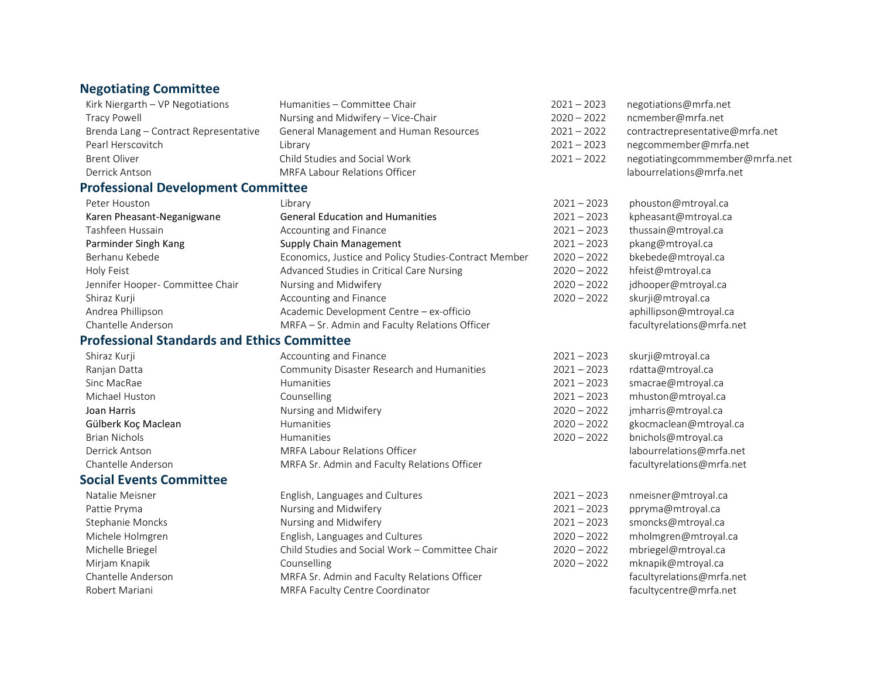## Negotiating Committee

| | | | |
|---|---|---|---|
| Kirk Niergarth – VP Negotiations | Humanities – Committee Chair | 2021 – 2023 | negotiations@mrfa.net |
| Tracy Powell | Nursing and Midwifery – Vice-Chair | 2020 – 2022 | ncmember@mrfa.net |
| Brenda Lang – Contract Representative | General Management and Human Resources | 2021 – 2022 | contractrepresentative@mrfa.net |
| Pearl Herscovitch | Library | 2021 – 2023 | negcommember@mrfa.net |
| Brent Oliver | Child Studies and Social Work | 2021 – 2022 | negotiatingcommmember@mrfa.net |
| Derrick Antson | MRFA Labour Relations Officer | | labourrelations@mrfa.net |

## Professional Development Committee

| | | | |
|---|---|---|---|
| Peter Houston | Library | 2021 – 2023 | phouston@mtroyal.ca |
| Karen Pheasant-Neganigwane | General Education and Humanities | 2021 – 2023 | kpheasant@mtroyal.ca |
| Tashfeen Hussain | Accounting and Finance | 2021 – 2023 | thussain@mtroyal.ca |
| Parminder Singh Kang | Supply Chain Management | 2021 – 2023 | pkang@mtroyal.ca |
| Berhanu Kebede | Economics, Justice and Policy Studies-Contract Member | 2020 – 2022 | bkebede@mtroyal.ca |
| Holy Feist | Advanced Studies in Critical Care Nursing | 2020 – 2022 | hfeist@mtroyal.ca |
| Jennifer Hooper- Committee Chair | Nursing and Midwifery | 2020 – 2022 | jdhooper@mtroyal.ca |
| Shiraz Kurji | Accounting and Finance | 2020 – 2022 | skurji@mtroyal.ca |
| Andrea Phillipson | Academic Development Centre – ex-officio | | aphillipson@mtroyal.ca |
| Chantelle Anderson | MRFA – Sr. Admin and Faculty Relations Officer | | facultyrelations@mrfa.net |

## Professional Standards and Ethics Committee

| | | | |
|---|---|---|---|
| Shiraz Kurji | Accounting and Finance | 2021 – 2023 | skurji@mtroyal.ca |
| Ranjan Datta | Community Disaster Research and Humanities | 2021 – 2023 | rdatta@mtroyal.ca |
| Sinc MacRae | Humanities | 2021 – 2023 | smacrae@mtroyal.ca |
| Michael Huston | Counselling | 2021 – 2023 | mhuston@mtroyal.ca |
| Joan Harris | Nursing and Midwifery | 2020 – 2022 | jmharris@mtroyal.ca |
| Gülberk Koç Maclean | Humanities | 2020 – 2022 | gkocmaclean@mtroyal.ca |
| Brian Nichols | Humanities | 2020 – 2022 | bnichols@mtroyal.ca |
| Derrick Antson | MRFA Labour Relations Officer | | labourrelations@mrfa.net |
| Chantelle Anderson | MRFA Sr. Admin and Faculty Relations Officer | | facultyrelations@mrfa.net |

## Social Events Committee

| | | | |
|---|---|---|---|
| Natalie Meisner | English, Languages and Cultures | 2021 – 2023 | nmeisner@mtroyal.ca |
| Pattie Pryma | Nursing and Midwifery | 2021 – 2023 | ppryma@mtroyal.ca |
| Stephanie Moncks | Nursing and Midwifery | 2021 – 2023 | smoncks@mtroyal.ca |
| Michele Holmgren | English, Languages and Cultures | 2020 – 2022 | mholmgren@mtroyal.ca |
| Michelle Briegel | Child Studies and Social Work – Committee Chair | 2020 – 2022 | mbriegel@mtroyal.ca |
| Mirjam Knapik | Counselling | 2020 – 2022 | mknapik@mtroyal.ca |
| Chantelle Anderson | MRFA Sr. Admin and Faculty Relations Officer | | facultyrelations@mrfa.net |
| Robert Mariani | MRFA Faculty Centre Coordinator | | facultycentre@mrfa.net |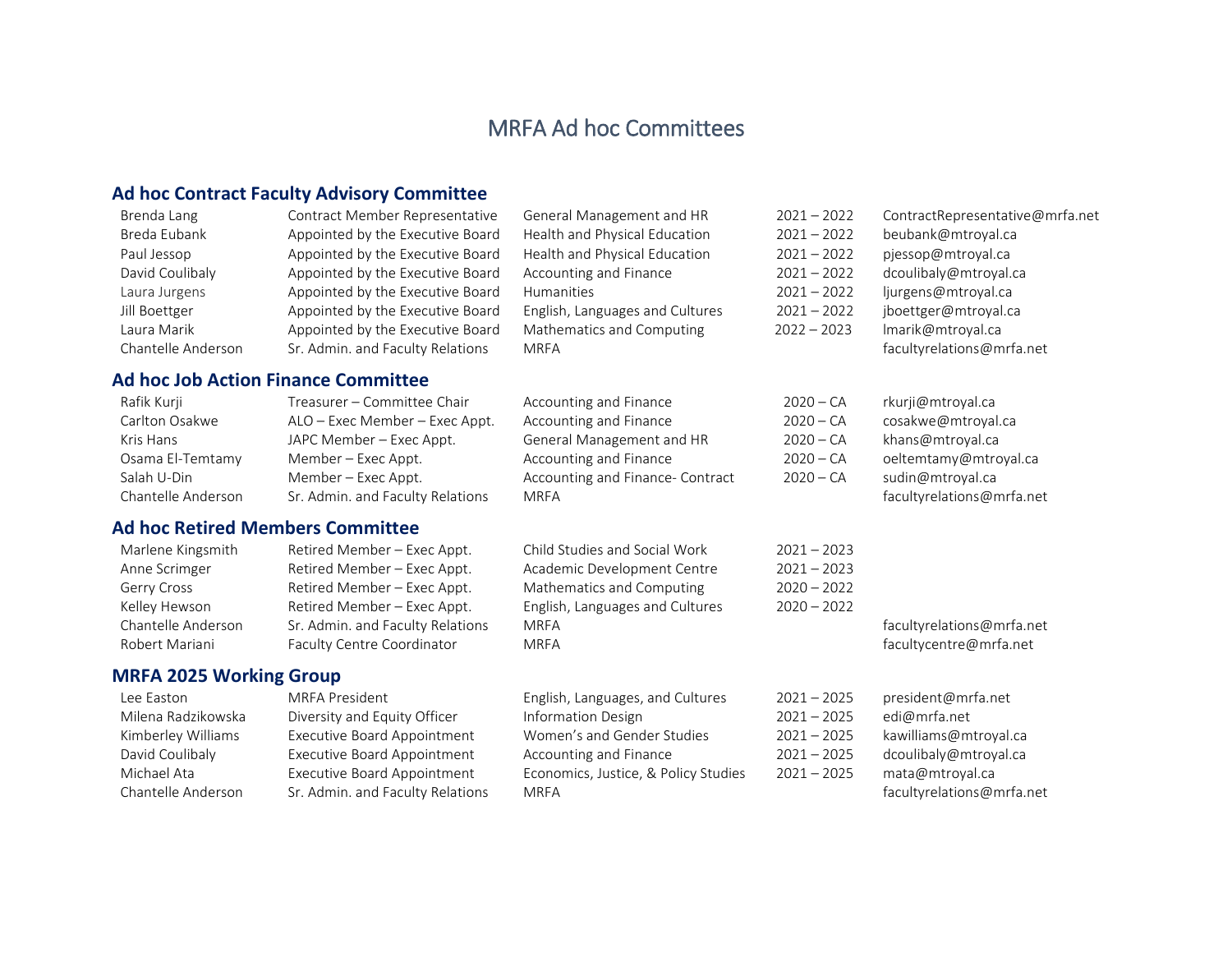# MRFA Ad hoc Committees

## Ad hoc Contract Faculty Advisory Committee

| | | | | |
|---|---|---|---|---|
| Brenda Lang | Contract Member Representative | General Management and HR | 2021 – 2022 | ContractRepresentative@mrfa.net |
| Breda Eubank | Appointed by the Executive Board | Health and Physical Education | 2021 – 2022 | beubank@mtroyal.ca |
| Paul Jessop | Appointed by the Executive Board | Health and Physical Education | 2021 – 2022 | pjessop@mtroyal.ca |
| David Coulibaly | Appointed by the Executive Board | Accounting and Finance | 2021 – 2022 | dcoulibaly@mtroyal.ca |
| Laura Jurgens | Appointed by the Executive Board | Humanities | 2021 – 2022 | ljurgens@mtroyal.ca |
| Jill Boettger | Appointed by the Executive Board | English, Languages and Cultures | 2021 – 2022 | jboettger@mtroyal.ca |
| Laura Marik | Appointed by the Executive Board | Mathematics and Computing | 2022 – 2023 | lmarik@mtroyal.ca |
| Chantelle Anderson | Sr. Admin. and Faculty Relations | MRFA | | facultyrelations@mrfa.net |

## Ad hoc Job Action Finance Committee

| | | | | |
|---|---|---|---|---|
| Rafik Kurji | Treasurer – Committee Chair | Accounting and Finance | 2020 – CA | rkurji@mtroyal.ca |
| Carlton Osakwe | ALO – Exec Member – Exec Appt. | Accounting and Finance | 2020 – CA | cosakwe@mtroyal.ca |
| Kris Hans | JAPC Member – Exec Appt. | General Management and HR | 2020 – CA | khans@mtroyal.ca |
| Osama El-Temtamy | Member – Exec Appt. | Accounting and Finance | 2020 – CA | oeltemtamy@mtroyal.ca |
| Salah U-Din | Member – Exec Appt. | Accounting and Finance- Contract | 2020 – CA | sudin@mtroyal.ca |
| Chantelle Anderson | Sr. Admin. and Faculty Relations | MRFA | | facultyrelations@mrfa.net |

## Ad hoc Retired Members Committee

| | | | | |
|---|---|---|---|---|
| Marlene Kingsmith | Retired Member – Exec Appt. | Child Studies and Social Work | 2021 – 2023 | |
| Anne Scrimger | Retired Member – Exec Appt. | Academic Development Centre | 2021 – 2023 | |
| Gerry Cross | Retired Member – Exec Appt. | Mathematics and Computing | 2020 – 2022 | |
| Kelley Hewson | Retired Member – Exec Appt. | English, Languages and Cultures | 2020 – 2022 | |
| Chantelle Anderson | Sr. Admin. and Faculty Relations | MRFA | | facultyrelations@mrfa.net |
| Robert Mariani | Faculty Centre Coordinator | MRFA | | facultycentre@mrfa.net |

## MRFA 2025 Working Group

| | | | | |
|---|---|---|---|---|
| Lee Easton | MRFA President | English, Languages, and Cultures | 2021 – 2025 | president@mrfa.net |
| Milena Radzikowska | Diversity and Equity Officer | Information Design | 2021 – 2025 | edi@mrfa.net |
| Kimberley Williams | Executive Board Appointment | Women's and Gender Studies | 2021 – 2025 | kawilliams@mtroyal.ca |
| David Coulibaly | Executive Board Appointment | Accounting and Finance | 2021 – 2025 | dcoulibaly@mtroyal.ca |
| Michael Ata | Executive Board Appointment | Economics, Justice, & Policy Studies | 2021 – 2025 | mata@mtroyal.ca |
| Chantelle Anderson | Sr. Admin. and Faculty Relations | MRFA | | facultyrelations@mrfa.net |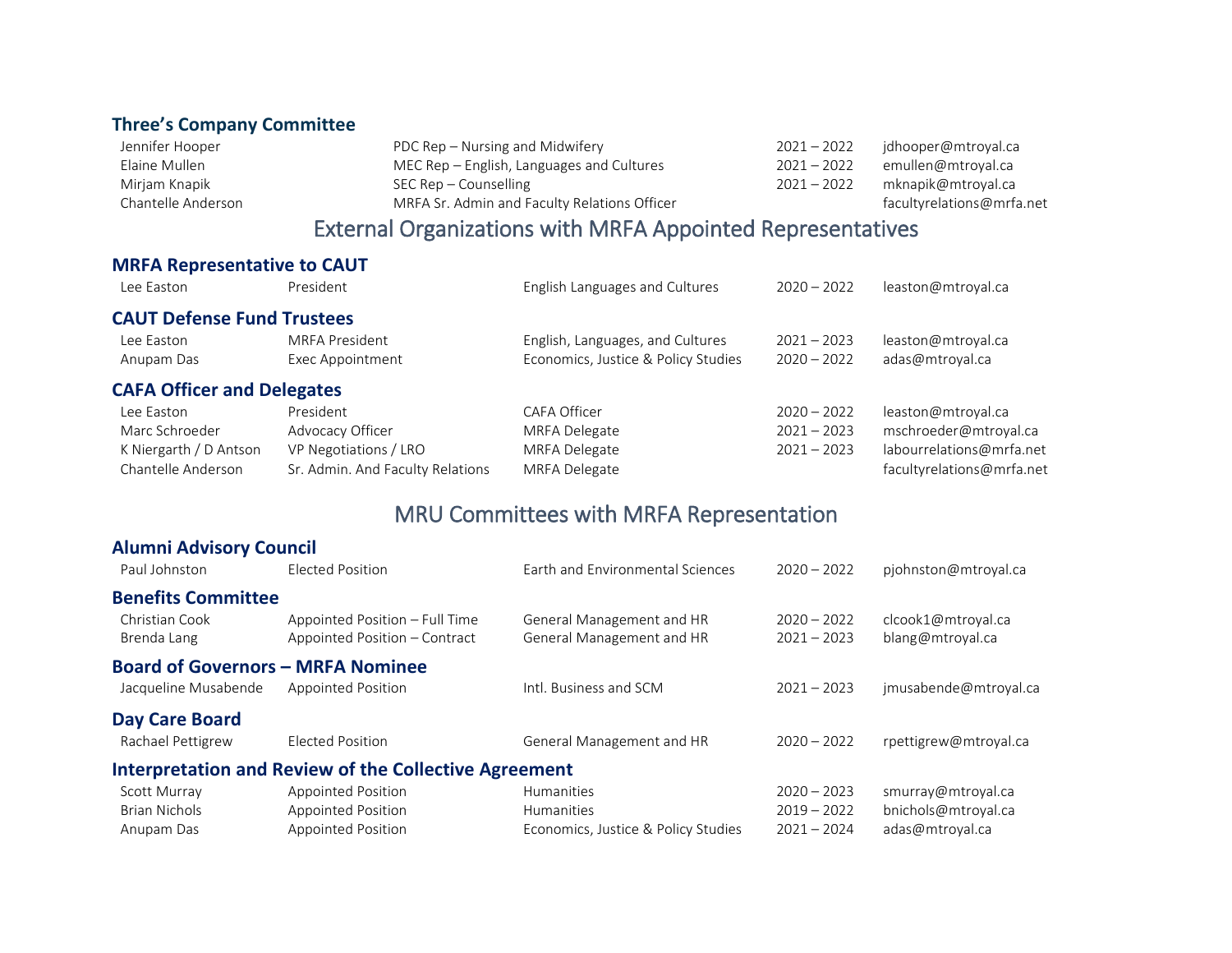### Three's Company Committee

| | | | |
|---|---|---|---|
| Jennifer Hooper | PDC Rep – Nursing and Midwifery | 2021 – 2022 | jdhooper@mtroyal.ca |
| Elaine Mullen | MEC Rep – English, Languages and Cultures | 2021 – 2022 | emullen@mtroyal.ca |
| Mirjam Knapik | SEC Rep – Counselling | 2021 – 2022 | mknapik@mtroyal.ca |
| Chantelle Anderson | MRFA Sr. Admin and Faculty Relations Officer | | facultyrelations@mrfa.net |

## External Organizations with MRFA Appointed Representatives

### MRFA Representative to CAUT

| | | | | |
|---|---|---|---|---|
| Lee Easton | President | English Languages and Cultures | 2020 – 2022 | leaston@mtroyal.ca |

### CAUT Defense Fund Trustees

| | | | | |
|---|---|---|---|---|
| Lee Easton | MRFA President | English, Languages, and Cultures | 2021 – 2023 | leaston@mtroyal.ca |
| Anupam Das | Exec Appointment | Economics, Justice & Policy Studies | 2020 – 2022 | adas@mtroyal.ca |

### CAFA Officer and Delegates

| | | | | |
|---|---|---|---|---|
| Lee Easton | President | CAFA Officer | 2020 – 2022 | leaston@mtroyal.ca |
| Marc Schroeder | Advocacy Officer | MRFA Delegate | 2021 – 2023 | mschroeder@mtroyal.ca |
| K Niergarth / D Antson | VP Negotiations / LRO | MRFA Delegate | 2021 – 2023 | labourrelations@mrfa.net |
| Chantelle Anderson | Sr. Admin. And Faculty Relations | MRFA Delegate | | facultyrelations@mrfa.net |

## MRU Committees with MRFA Representation

### Alumni Advisory Council

| | | | | |
|---|---|---|---|---|
| Paul Johnston | Elected Position | Earth and Environmental Sciences | 2020 – 2022 | pjohnston@mtroyal.ca |

### Benefits Committee

| | | | | |
|---|---|---|---|---|
| Christian Cook | Appointed Position – Full Time | General Management and HR | 2020 – 2022 | clcook1@mtroyal.ca |
| Brenda Lang | Appointed Position – Contract | General Management and HR | 2021 – 2023 | blang@mtroyal.ca |

### Board of Governors – MRFA Nominee

| | | | | |
|---|---|---|---|---|
| Jacqueline Musabende | Appointed Position | Intl. Business and SCM | 2021 – 2023 | jmusabende@mtroyal.ca |

### Day Care Board

| | | | | |
|---|---|---|---|---|
| Rachael Pettigrew | Elected Position | General Management and HR | 2020 – 2022 | rpettigrew@mtroyal.ca |

### Interpretation and Review of the Collective Agreement

| | | | | |
|---|---|---|---|---|
| Scott Murray | Appointed Position | Humanities | 2020 – 2023 | smurray@mtroyal.ca |
| Brian Nichols | Appointed Position | Humanities | 2019 – 2022 | bnichols@mtroyal.ca |
| Anupam Das | Appointed Position | Economics, Justice & Policy Studies | 2021 – 2024 | adas@mtroyal.ca |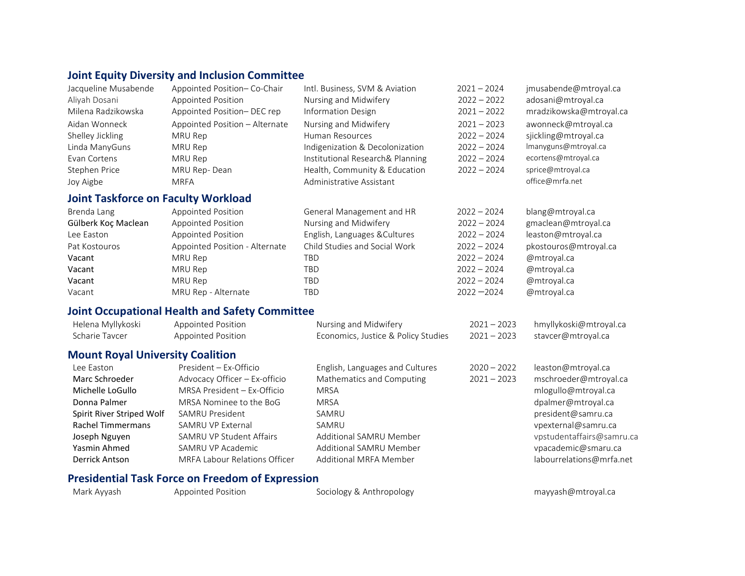## Joint Equity Diversity and Inclusion Committee

| | | | | |
|---|---|---|---|---|
| Jacqueline Musabende | Appointed Position– Co-Chair | Intl. Business, SVM & Aviation | 2021 – 2024 | jmusabende@mtroyal.ca |
| Aliyah Dosani | Appointed Position | Nursing and Midwifery | 2022 – 2022 | adosani@mtroyal.ca |
| Milena Radzikowska | Appointed Position– DEC rep | Information Design | 2021 – 2022 | mradzikowska@mtroyal.ca |
| Aidan Wonneck | Appointed Position – Alternate | Nursing and Midwifery | 2021 – 2023 | awonneck@mtroyal.ca |
| Shelley Jickling | MRU Rep | Human Resources | 2022 – 2024 | sjickling@mtroyal.ca |
| Linda ManyGuns | MRU Rep | Indigenization & Decolonization | 2022 – 2024 | lmanyguns@mtroyal.ca |
| Evan Cortens | MRU Rep | Institutional Research& Planning | 2022 – 2024 | ecortens@mtroyal.ca |
| Stephen Price | MRU Rep- Dean | Health, Community & Education | 2022 – 2024 | sprice@mtroyal.ca |
| Joy Aigbe | MRFA | Administrative Assistant | | office@mrfa.net |

## Joint Taskforce on Faculty Workload

| | | | | |
|---|---|---|---|---|
| Brenda Lang | Appointed Position | General Management and HR | 2022 – 2024 | blang@mtroyal.ca |
| Gülberk Koç Maclean | Appointed Position | Nursing and Midwifery | 2022 – 2024 | gmaclean@mtroyal.ca |
| Lee Easton | Appointed Position | English, Languages &Cultures | 2022 – 2024 | leaston@mtroyal.ca |
| Pat Kostouros | Appointed Position - Alternate | Child Studies and Social Work | 2022 – 2024 | pkostouros@mtroyal.ca |
| Vacant | MRU Rep | TBD | 2022 – 2024 | @mtroyal.ca |
| Vacant | MRU Rep | TBD | 2022 – 2024 | @mtroyal.ca |
| Vacant | MRU Rep | TBD | 2022 – 2024 | @mtroyal.ca |
| Vacant | MRU Rep - Alternate | TBD | 2022 –2024 | @mtroyal.ca |

## Joint Occupational Health and Safety Committee

| | | | | |
|---|---|---|---|---|
| Helena Myllykoski | Appointed Position | Nursing and Midwifery | 2021 – 2023 | hmyllykoski@mtroyal.ca |
| Scharie Tavcer | Appointed Position | Economics, Justice & Policy Studies | 2021 – 2023 | stavcer@mtroyal.ca |

## Mount Royal University Coalition

| | | | | |
|---|---|---|---|---|
| Lee Easton | President – Ex-Officio | English, Languages and Cultures | 2020 – 2022 | leaston@mtroyal.ca |
| Marc Schroeder | Advocacy Officer – Ex-officio | Mathematics and Computing | 2021 – 2023 | mschroeder@mtroyal.ca |
| Michelle LoGullo | MRSA President – Ex-Officio | MRSA | | mlogullo@mtroyal.ca |
| Donna Palmer | MRSA Nominee to the BoG | MRSA | | dpalmer@mtroyal.ca |
| Spirit River Striped Wolf | SAMRU President | SAMRU | | president@samru.ca |
| Rachel Timmermans | SAMRU VP External | SAMRU | | vpexternal@samru.ca |
| Joseph Nguyen | SAMRU VP Student Affairs | Additional SAMRU Member | | vpstudentaffairs@samru.ca |
| Yasmin Ahmed | SAMRU VP Academic | Additional SAMRU Member | | vpacademic@smaru.ca |
| Derrick Antson | MRFA Labour Relations Officer | Additional MRFA Member | | labourrelations@mrfa.net |

## Presidential Task Force on Freedom of Expression

| | | | | |
|---|---|---|---|---|
| Mark Ayyash | Appointed Position | Sociology & Anthropology | | mayyash@mtroyal.ca |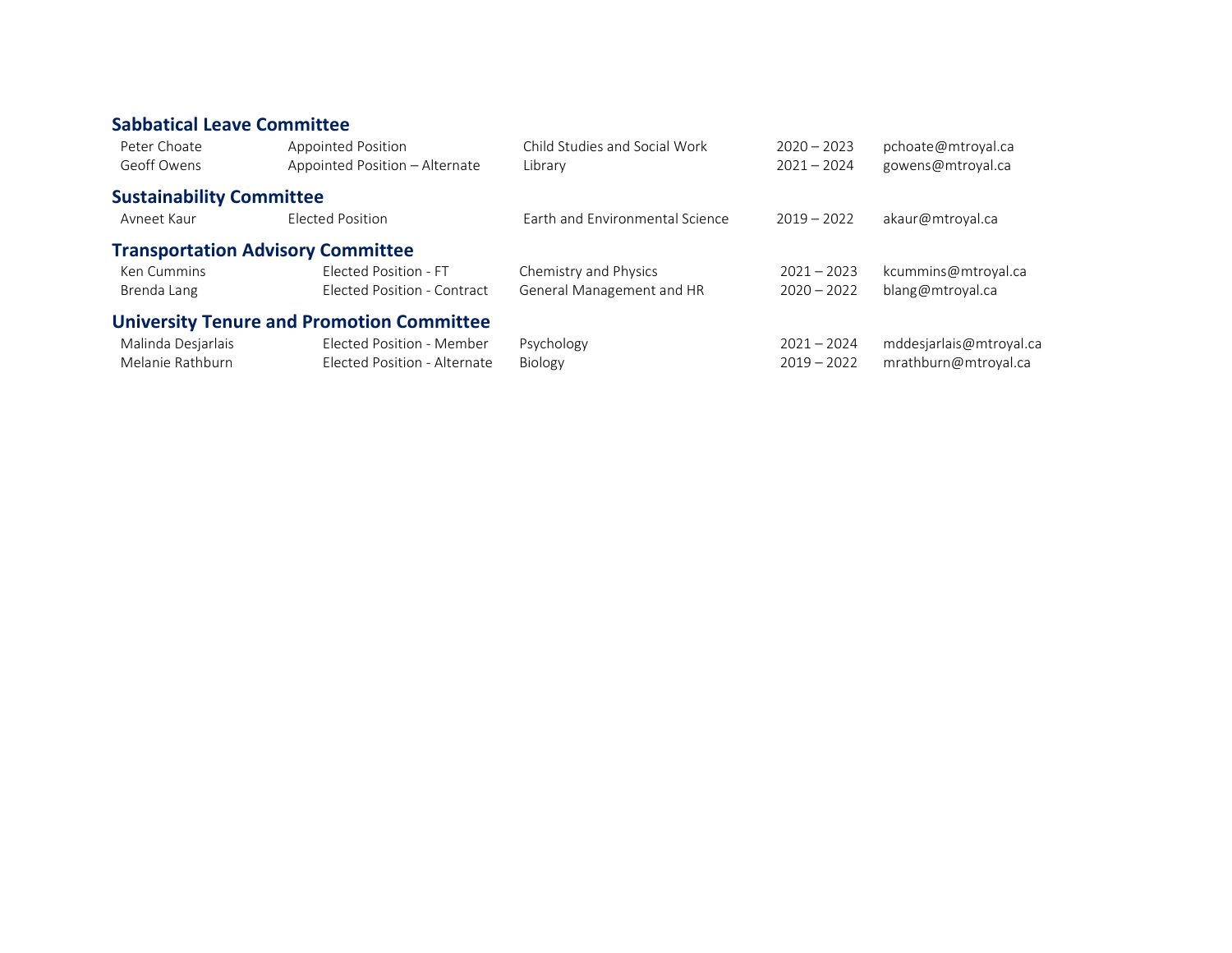## Sabbatical Leave Committee

| | | | | |
|---|---|---|---|---|
| Peter Choate | Appointed Position | Child Studies and Social Work | 2020 – 2023 | pchoate@mtroyal.ca |
| Geoff Owens | Appointed Position – Alternate | Library | 2021 – 2024 | gowens@mtroyal.ca |

## Sustainability Committee

| | | | | |
|---|---|---|---|---|
| Avneet Kaur | Elected Position | Earth and Environmental Science | 2019 – 2022 | akaur@mtroyal.ca |

## Transportation Advisory Committee

| | | | | |
|---|---|---|---|---|
| Ken Cummins | Elected Position - FT | Chemistry and Physics | 2021 – 2023 | kcummins@mtroyal.ca |
| Brenda Lang | Elected Position - Contract | General Management and HR | 2020 – 2022 | blang@mtroyal.ca |

## University Tenure and Promotion Committee

| | | | | |
|---|---|---|---|---|
| Malinda Desjarlais | Elected Position - Member | Psychology | 2021 – 2024 | mddesjarlais@mtroyal.ca |
| Melanie Rathburn | Elected Position - Alternate | Biology | 2019 – 2022 | mrathburn@mtroyal.ca |